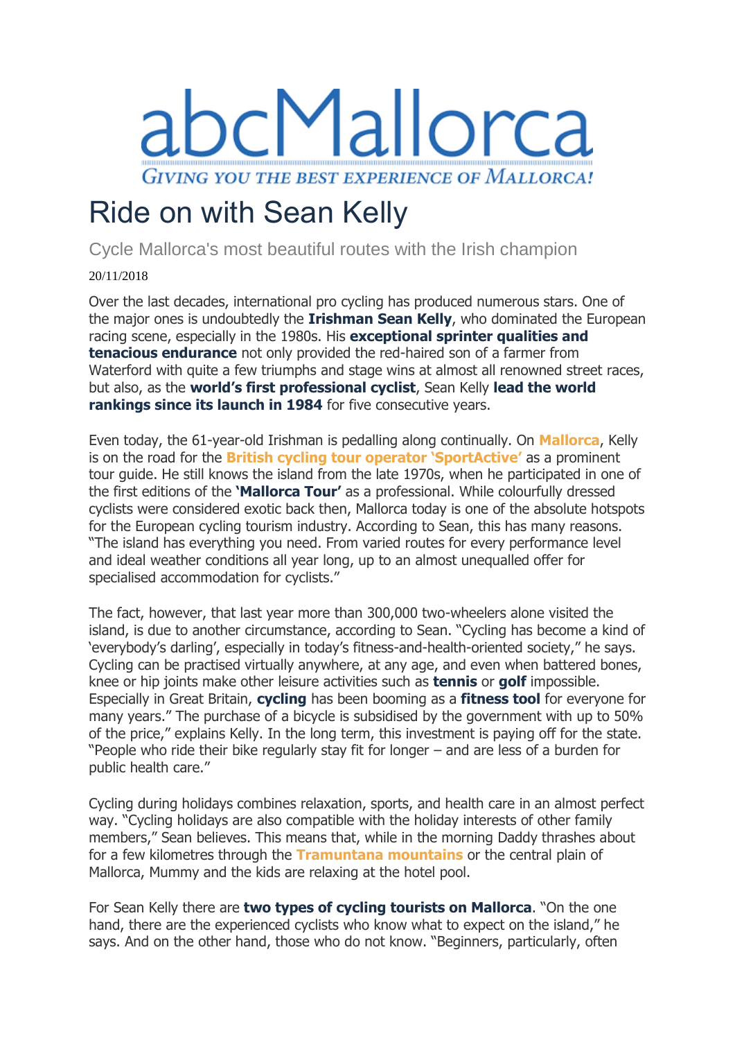# abcMallorca

GIVING YOU THE BEST EXPERIENCE OF MALLORCA!

# Ride on with Sean Kelly

Cycle Mallorca's most beautiful routes with the Irish champion

20/11/2018

Over the last decades, international pro cycling has produced numerous stars. One of the major ones is undoubtedly the **Irishman Sean Kelly**, who dominated the European racing scene, especially in the 1980s. His **exceptional sprinter qualities and tenacious endurance** not only provided the red-haired son of a farmer from Waterford with quite a few triumphs and stage wins at almost all renowned street races, but also, as the **world's first professional cyclist**, Sean Kelly **lead the world rankings since its launch in 1984** for five consecutive years.

Even today, the 61-year-old Irishman is pedalling along continually. On **Mallorca**, Kelly is on the road for the **British cycling tour operator 'SportActive'** as a prominent tour guide. He still knows the island from the late 1970s, when he participated in one of the first editions of the **'Mallorca Tour'** as a professional. While colourfully dressed cyclists were considered exotic back then, Mallorca today is one of the absolute hotspots for the European cycling tourism industry. According to Sean, this has many reasons. "The island has everything you need. From varied routes for every performance level and ideal weather conditions all year long, up to an almost unequalled offer for specialised accommodation for cyclists."

The fact, however, that last year more than 300,000 two-wheelers alone visited the island, is due to another circumstance, according to Sean. "Cycling has become a kind of 'everybody's darling', especially in today's fitness-and-health-oriented society," he says. Cycling can be practised virtually anywhere, at any age, and even when battered bones, knee or hip joints make other leisure activities such as **tennis** or **golf** impossible. Especially in Great Britain, **cycling** has been booming as a **fitness tool** for everyone for many years." The purchase of a bicycle is subsidised by the government with up to 50% of the price," explains Kelly. In the long term, this investment is paying off for the state. "People who ride their bike regularly stay fit for longer – and are less of a burden for public health care."

Cycling during holidays combines relaxation, sports, and health care in an almost perfect way. "Cycling holidays are also compatible with the holiday interests of other family members," Sean believes. This means that, while in the morning Daddy thrashes about for a few kilometres through the **Tramuntana mountains** or the central plain of Mallorca, Mummy and the kids are relaxing at the hotel pool.

For Sean Kelly there are **two types of cycling tourists on Mallorca**. "On the one hand, there are the experienced cyclists who know what to expect on the island," he says. And on the other hand, those who do not know. "Beginners, particularly, often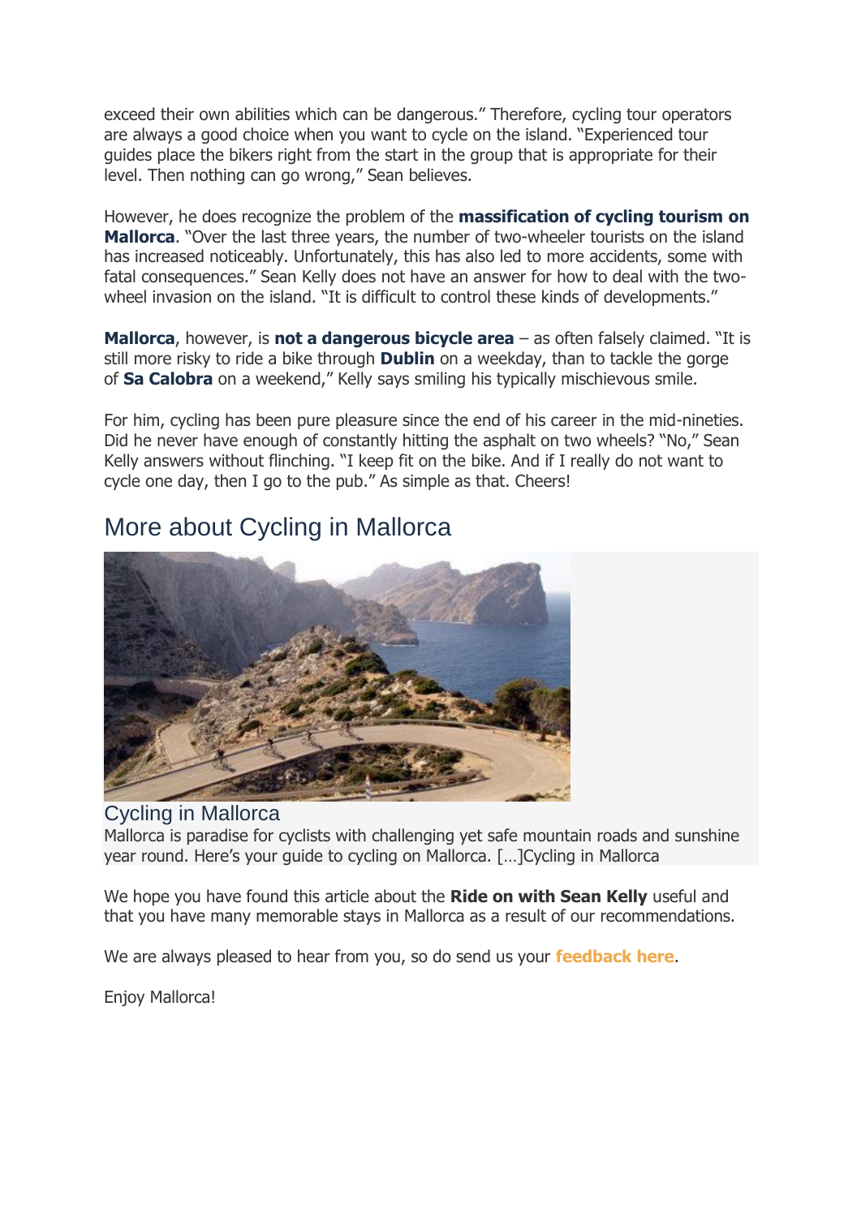exceed their own abilities which can be dangerous." Therefore, cycling tour operators are always a good choice when you want to cycle on the island. "Experienced tour guides place the bikers right from the start in the group that is appropriate for their level. Then nothing can go wrong," Sean believes.

However, he does recognize the problem of the **massification of cycling tourism on Mallorca**. "Over the last three years, the number of two-wheeler tourists on the island has increased noticeably. Unfortunately, this has also led to more accidents, some with fatal consequences." Sean Kelly does not have an answer for how to deal with the two-wheel invasion on the island. "It is difficult to control these kinds of developments."

**Mallorca**, however, is **not a dangerous bicycle area** – as often falsely claimed. "It is still more risky to ride a bike through **Dublin** on a weekday, than to tackle the gorge of **Sa Calobra** on a weekend," Kelly says smiling his typically mischievous smile.

For him, cycling has been pure pleasure since the end of his career in the mid-nineties. Did he never have enough of constantly hitting the asphalt on two wheels? "No," Sean Kelly answers without flinching. "I keep fit on the bike. And if I really do not want to cycle one day, then I go to the pub." As simple as that. Cheers!

## More about Cycling in Mallorca

### Cycling in Mallorca

Mallorca is paradise for cyclists with challenging yet safe mountain roads and sunshine year round. Here's your guide to cycling on Mallorca. […]Cycling in Mallorca

We hope you have found this article about the **Ride on with Sean Kelly** useful and that you have many memorable stays in Mallorca as a result of our recommendations.

We are always pleased to hear from you, so do send us your **feedback here**.

Enjoy Mallorca!